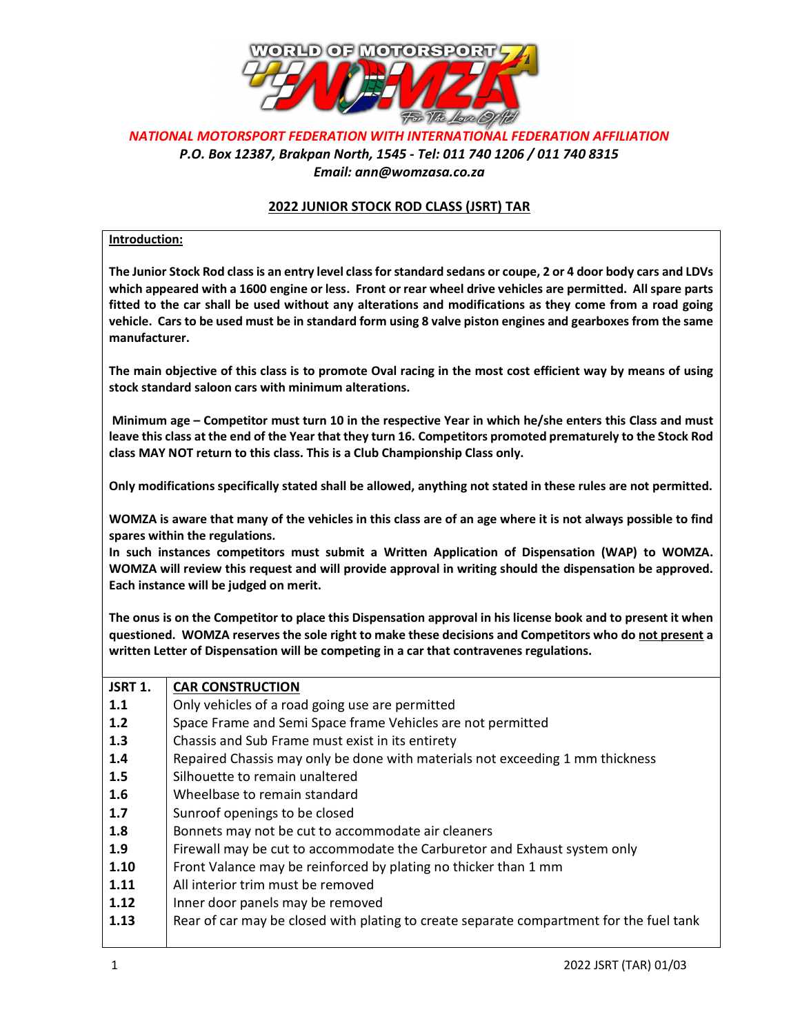*NATIONAL MOTORSPORT FEDERATION WITH INTERNATIONAL FEDERATION AFFILIATION*
*P.O. Box 12387, Brakpan North, 1545 - Tel: 011 740 1206 / 011 740 8315*
*Email: ann@womzasa.co.za*

## 2022 JUNIOR STOCK ROD CLASS (JSRT) TAR

**Introduction:**

**The Junior Stock Rod class is an entry level class for standard sedans or coupe, 2 or 4 door body cars and LDVs which appeared with a 1600 engine or less. Front or rear wheel drive vehicles are permitted. All spare parts fitted to the car shall be used without any alterations and modifications as they come from a road going vehicle. Cars to be used must be in standard form using 8 valve piston engines and gearboxes from the same manufacturer.**

**The main objective of this class is to promote Oval racing in the most cost efficient way by means of using stock standard saloon cars with minimum alterations.**

**Minimum age – Competitor must turn 10 in the respective Year in which he/she enters this Class and must leave this class at the end of the Year that they turn 16. Competitors promoted prematurely to the Stock Rod class MAY NOT return to this class. This is a Club Championship Class only.**

**Only modifications specifically stated shall be allowed, anything not stated in these rules are not permitted.**

**WOMZA is aware that many of the vehicles in this class are of an age where it is not always possible to find spares within the regulations.**
**In such instances competitors must submit a Written Application of Dispensation (WAP) to WOMZA. WOMZA will review this request and will provide approval in writing should the dispensation be approved. Each instance will be judged on merit.**

**The onus is on the Competitor to place this Dispensation approval in his license book and to present it when questioned. WOMZA reserves the sole right to make these decisions and Competitors who do not present a written Letter of Dispensation will be competing in a car that contravenes regulations.**

| **JSRT 1.** | **CAR CONSTRUCTION** |
|---|---|
| **1.1** | Only vehicles of a road going use are permitted |
| **1.2** | Space Frame and Semi Space frame Vehicles are not permitted |
| **1.3** | Chassis and Sub Frame must exist in its entirety |
| **1.4** | Repaired Chassis may only be done with materials not exceeding 1 mm thickness |
| **1.5** | Silhouette to remain unaltered |
| **1.6** | Wheelbase to remain standard |
| **1.7** | Sunroof openings to be closed |
| **1.8** | Bonnets may not be cut to accommodate air cleaners |
| **1.9** | Firewall may be cut to accommodate the Carburetor and Exhaust system only |
| **1.10** | Front Valance may be reinforced by plating no thicker than 1 mm |
| **1.11** | All interior trim must be removed |
| **1.12** | Inner door panels may be removed |
| **1.13** | Rear of car may be closed with plating to create separate compartment for the fuel tank |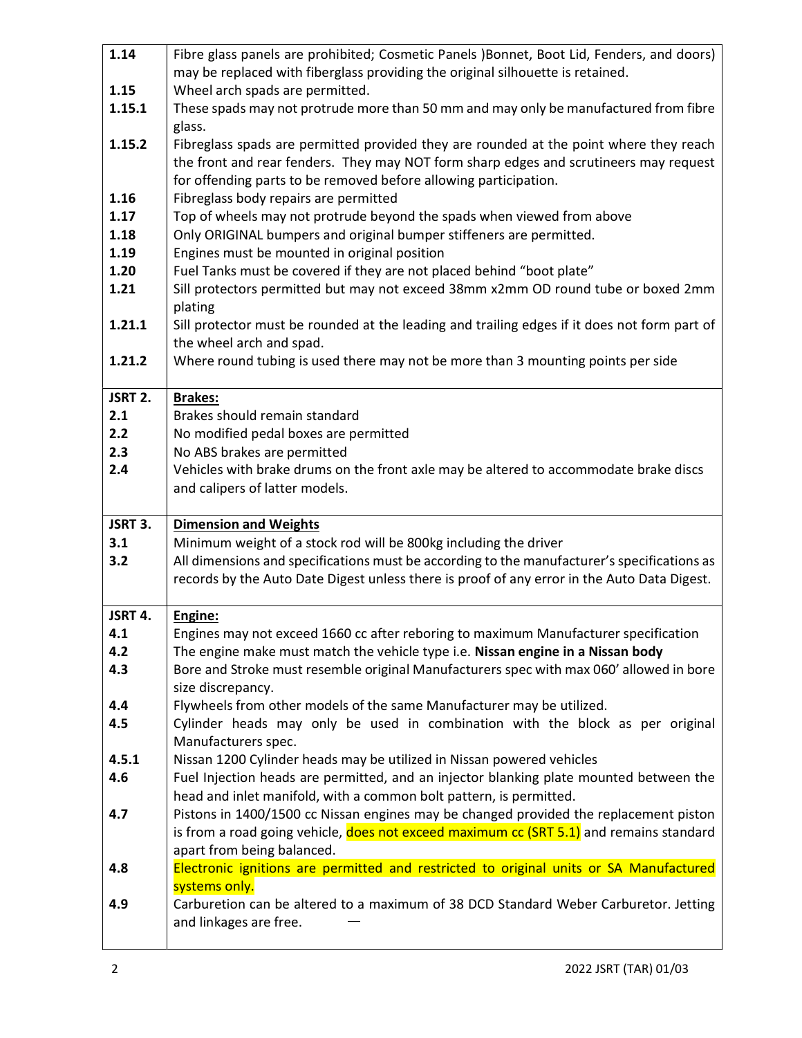| | |
|---|---|
| **1.14** | Fibre glass panels are prohibited; Cosmetic Panels )Bonnet, Boot Lid, Fenders, and doors) may be replaced with fiberglass providing the original silhouette is retained. |
| **1.15** | Wheel arch spads are permitted. |
| **1.15.1** | These spads may not protrude more than 50 mm and may only be manufactured from fibre glass. |
| **1.15.2** | Fibreglass spads are permitted provided they are rounded at the point where they reach the front and rear fenders. They may NOT form sharp edges and scrutineers may request for offending parts to be removed before allowing participation. |
| **1.16** | Fibreglass body repairs are permitted |
| **1.17** | Top of wheels may not protrude beyond the spads when viewed from above |
| **1.18** | Only ORIGINAL bumpers and original bumper stiffeners are permitted. |
| **1.19** | Engines must be mounted in original position |
| **1.20** | Fuel Tanks must be covered if they are not placed behind "boot plate" |
| **1.21** | Sill protectors permitted but may not exceed 38mm x2mm OD round tube or boxed 2mm plating |
| **1.21.1** | Sill protector must be rounded at the leading and trailing edges if it does not form part of the wheel arch and spad. |
| **1.21.2** | Where round tubing is used there may not be more than 3 mounting points per side |
| **JSRT 2.** | **Brakes:** |
| **2.1** | Brakes should remain standard |
| **2.2** | No modified pedal boxes are permitted |
| **2.3** | No ABS brakes are permitted |
| **2.4** | Vehicles with brake drums on the front axle may be altered to accommodate brake discs and calipers of latter models. |
| **JSRT 3.** | **Dimension and Weights** |
| **3.1** | Minimum weight of a stock rod will be 800kg including the driver |
| **3.2** | All dimensions and specifications must be according to the manufacturer's specifications as records by the Auto Date Digest unless there is proof of any error in the Auto Data Digest. |
| **JSRT 4.** | **Engine:** |
| **4.1** | Engines may not exceed 1660 cc after reboring to maximum Manufacturer specification |
| **4.2** | The engine make must match the vehicle type i.e. **Nissan engine in a Nissan body** |
| **4.3** | Bore and Stroke must resemble original Manufacturers spec with max 060' allowed in bore size discrepancy. |
| **4.4** | Flywheels from other models of the same Manufacturer may be utilized. |
| **4.5** | Cylinder heads may only be used in combination with the block as per original Manufacturers spec. |
| **4.5.1** | Nissan 1200 Cylinder heads may be utilized in Nissan powered vehicles |
| **4.6** | Fuel Injection heads are permitted, and an injector blanking plate mounted between the head and inlet manifold, with a common bolt pattern, is permitted. |
| **4.7** | Pistons in 1400/1500 cc Nissan engines may be changed provided the replacement piston is from a road going vehicle, does not exceed maximum cc (SRT 5.1) and remains standard apart from being balanced. |
| **4.8** | Electronic ignitions are permitted and restricted to original units or SA Manufactured systems only. |
| **4.9** | Carburetion can be altered to a maximum of 38 DCD Standard Weber Carburetor. Jetting and linkages are free. |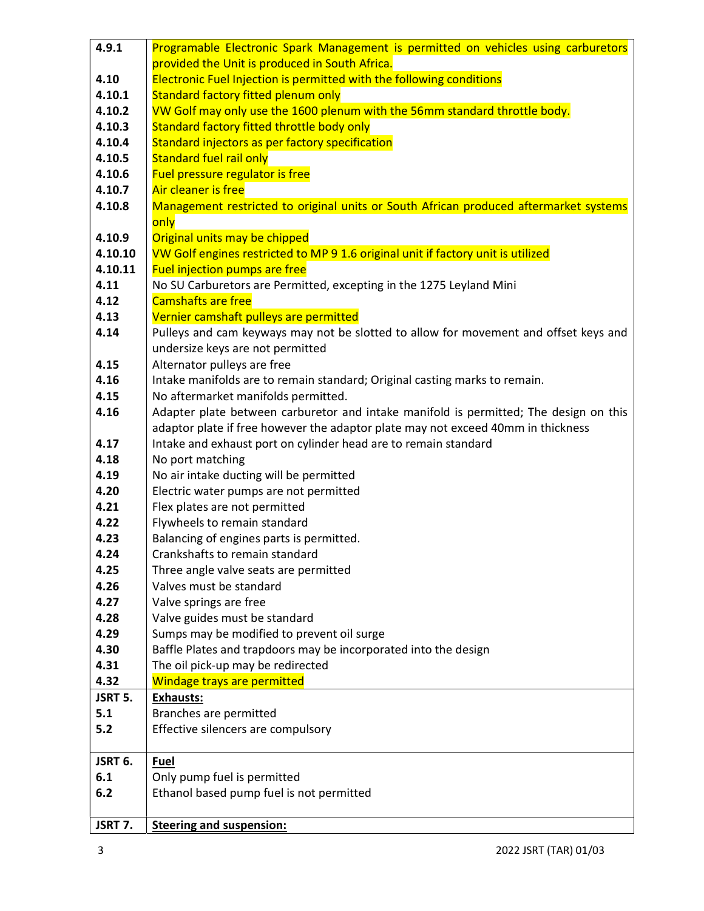| | |
|---|---|
| 4.9.1 | Programable Electronic Spark Management is permitted on vehicles using carburetors provided the Unit is produced in South Africa. |
| 4.10 | Electronic Fuel Injection is permitted with the following conditions |
| 4.10.1 | Standard factory fitted plenum only |
| 4.10.2 | VW Golf may only use the 1600 plenum with the 56mm standard throttle body. |
| 4.10.3 | Standard factory fitted throttle body only |
| 4.10.4 | Standard injectors as per factory specification |
| 4.10.5 | Standard fuel rail only |
| 4.10.6 | Fuel pressure regulator is free |
| 4.10.7 | Air cleaner is free |
| 4.10.8 | Management restricted to original units or South African produced aftermarket systems only |
| 4.10.9 | Original units may be chipped |
| 4.10.10 | VW Golf engines restricted to MP 9 1.6 original unit if factory unit is utilized |
| 4.10.11 | Fuel injection pumps are free |
| 4.11 | No SU Carburetors are Permitted, excepting in the 1275 Leyland Mini |
| 4.12 | Camshafts are free |
| 4.13 | Vernier camshaft pulleys are permitted |
| 4.14 | Pulleys and cam keyways may not be slotted to allow for movement and offset keys and undersize keys are not permitted |
| 4.15 | Alternator pulleys are free |
| 4.16 | Intake manifolds are to remain standard; Original casting marks to remain. |
| 4.15 | No aftermarket manifolds permitted. |
| 4.16 | Adapter plate between carburetor and intake manifold is permitted; The design on this adaptor plate if free however the adaptor plate may not exceed 40mm in thickness |
| 4.17 | Intake and exhaust port on cylinder head are to remain standard |
| 4.18 | No port matching |
| 4.19 | No air intake ducting will be permitted |
| 4.20 | Electric water pumps are not permitted |
| 4.21 | Flex plates are not permitted |
| 4.22 | Flywheels to remain standard |
| 4.23 | Balancing of engines parts is permitted. |
| 4.24 | Crankshafts to remain standard |
| 4.25 | Three angle valve seats are permitted |
| 4.26 | Valves must be standard |
| 4.27 | Valve springs are free |
| 4.28 | Valve guides must be standard |
| 4.29 | Sumps may be modified to prevent oil surge |
| 4.30 | Baffle Plates and trapdoors may be incorporated into the design |
| 4.31 | The oil pick-up may be redirected |
| 4.32 | Windage trays are permitted |
| **JSRT 5.** | **Exhausts:** |
| 5.1 | Branches are permitted |
| 5.2 | Effective silencers are compulsory |
| **JSRT 6.** | **Fuel** |
| 6.1 | Only pump fuel is permitted |
| 6.2 | Ethanol based pump fuel is not permitted |
| **JSRT 7.** | **Steering and suspension:** |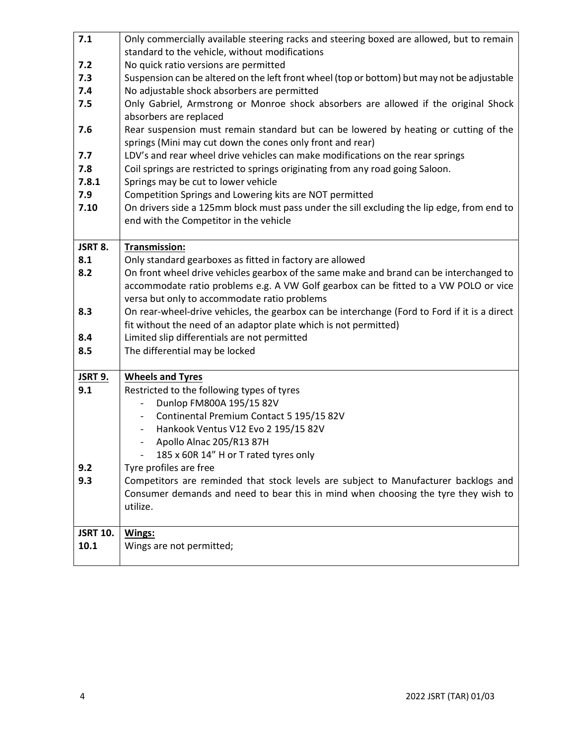| | |
|---|---|
| **7.1** | Only commercially available steering racks and steering boxed are allowed, but to remain standard to the vehicle, without modifications |
| **7.2** | No quick ratio versions are permitted |
| **7.3** | Suspension can be altered on the left front wheel (top or bottom) but may not be adjustable |
| **7.4** | No adjustable shock absorbers are permitted |
| **7.5** | Only Gabriel, Armstrong or Monroe shock absorbers are allowed if the original Shock absorbers are replaced |
| **7.6** | Rear suspension must remain standard but can be lowered by heating or cutting of the springs (Mini may cut down the cones only front and rear) |
| **7.7** | LDV's and rear wheel drive vehicles can make modifications on the rear springs |
| **7.8** | Coil springs are restricted to springs originating from any road going Saloon. |
| **7.8.1** | Springs may be cut to lower vehicle |
| **7.9** | Competition Springs and Lowering kits are NOT permitted |
| **7.10** | On drivers side a 125mm block must pass under the sill excluding the lip edge, from end to end with the Competitor in the vehicle |
| **JSRT 8.** | **Transmission:** |
| **8.1** | Only standard gearboxes as fitted in factory are allowed |
| **8.2** | On front wheel drive vehicles gearbox of the same make and brand can be interchanged to accommodate ratio problems e.g. A VW Golf gearbox can be fitted to a VW POLO or vice versa but only to accommodate ratio problems |
| **8.3** | On rear-wheel-drive vehicles, the gearbox can be interchange (Ford to Ford if it is a direct fit without the need of an adaptor plate which is not permitted) |
| **8.4** | Limited slip differentials are not permitted |
| **8.5** | The differential may be locked |
| **JSRT 9.** | **Wheels and Tyres** |
| **9.1** | Restricted to the following types of tyres<br>- Dunlop FM800A 195/15 82V<br>- Continental Premium Contact 5 195/15 82V<br>- Hankook Ventus V12 Evo 2 195/15 82V<br>- Apollo Alnac 205/R13 87H<br>- 185 x 60R 14" H or T rated tyres only |
| **9.2** | Tyre profiles are free |
| **9.3** | Competitors are reminded that stock levels are subject to Manufacturer backlogs and Consumer demands and need to bear this in mind when choosing the tyre they wish to utilize. |
| **JSRT 10.** | **Wings:** |
| **10.1** | Wings are not permitted; |